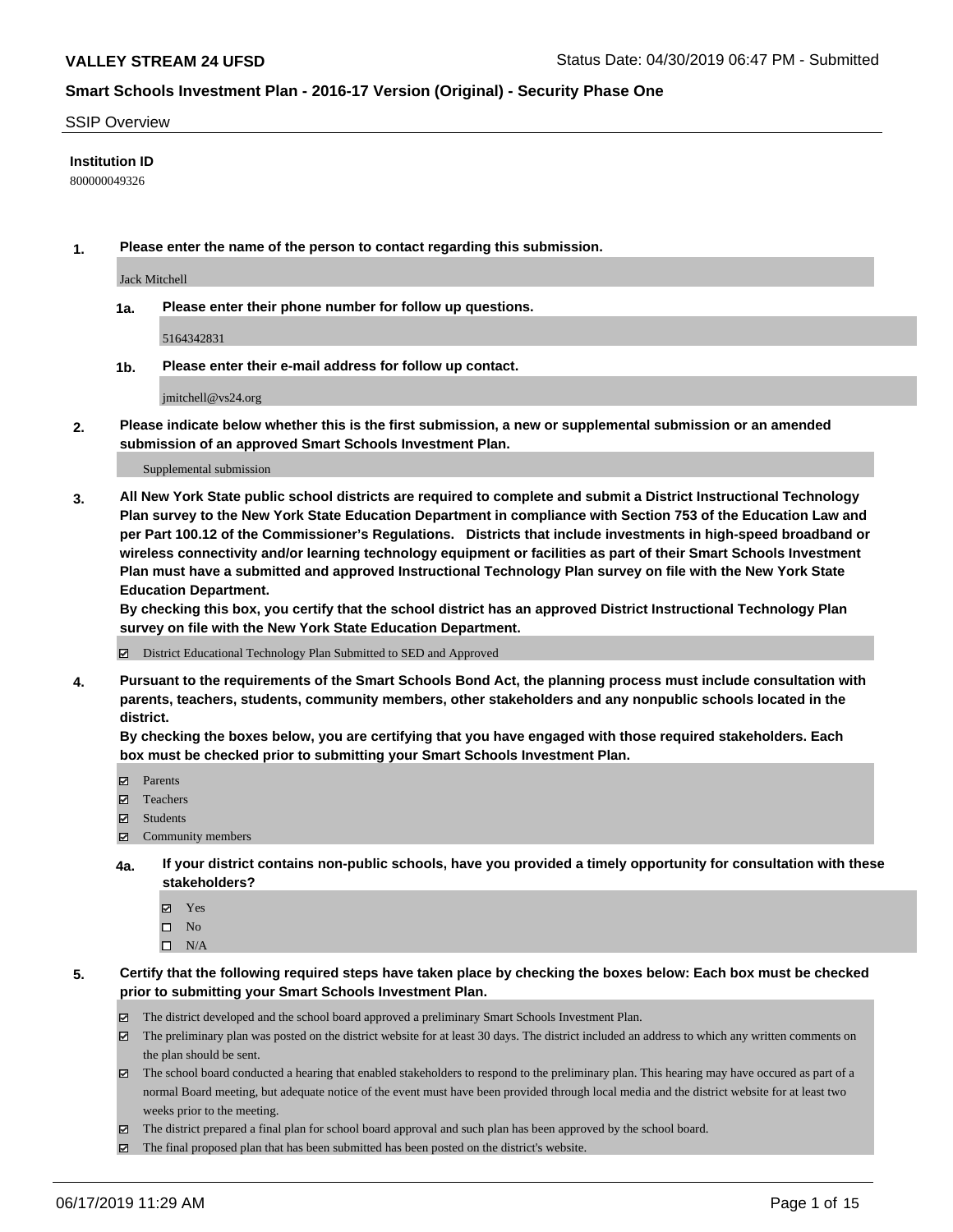**VALLEY STREAM 24 UFSD** Status Date: 04/30/2019 06:47 PM - Submitted

**Smart Schools Investment Plan - 2016-17 Version (Original) - Security Phase One**

SSIP Overview

**Institution ID**

800000049326

**1. Please enter the name of the person to contact regarding this submission.**

Jack Mitchell

**1a. Please enter their phone number for follow up questions.**

5164342831

**1b. Please enter their e-mail address for follow up contact.**

jmitchell@vs24.org

**2. Please indicate below whether this is the first submission, a new or supplemental submission or an amended submission of an approved Smart Schools Investment Plan.**

Supplemental submission

**3. All New York State public school districts are required to complete and submit a District Instructional Technology Plan survey to the New York State Education Department in compliance with Section 753 of the Education Law and per Part 100.12 of the Commissioner's Regulations. Districts that include investments in high-speed broadband or wireless connectivity and/or learning technology equipment or facilities as part of their Smart Schools Investment Plan must have a submitted and approved Instructional Technology Plan survey on file with the New York State Education Department.**
**By checking this box, you certify that the school district has an approved District Instructional Technology Plan survey on file with the New York State Education Department.**

- [x] District Educational Technology Plan Submitted to SED and Approved

**4. Pursuant to the requirements of the Smart Schools Bond Act, the planning process must include consultation with parents, teachers, students, community members, other stakeholders and any nonpublic schools located in the district.**
**By checking the boxes below, you are certifying that you have engaged with those required stakeholders. Each box must be checked prior to submitting your Smart Schools Investment Plan.**

- [x] Parents
- [x] Teachers
- [x] Students
- [x] Community members

**4a. If your district contains non-public schools, have you provided a timely opportunity for consultation with these stakeholders?**

- [x] Yes
- [ ] No
- [ ] N/A

**5. Certify that the following required steps have taken place by checking the boxes below: Each box must be checked prior to submitting your Smart Schools Investment Plan.**

- [x] The district developed and the school board approved a preliminary Smart Schools Investment Plan.
- [x] The preliminary plan was posted on the district website for at least 30 days. The district included an address to which any written comments on the plan should be sent.
- [x] The school board conducted a hearing that enabled stakeholders to respond to the preliminary plan. This hearing may have occured as part of a normal Board meeting, but adequate notice of the event must have been provided through local media and the district website for at least two weeks prior to the meeting.
- [x] The district prepared a final plan for school board approval and such plan has been approved by the school board.
- [x] The final proposed plan that has been submitted has been posted on the district's website.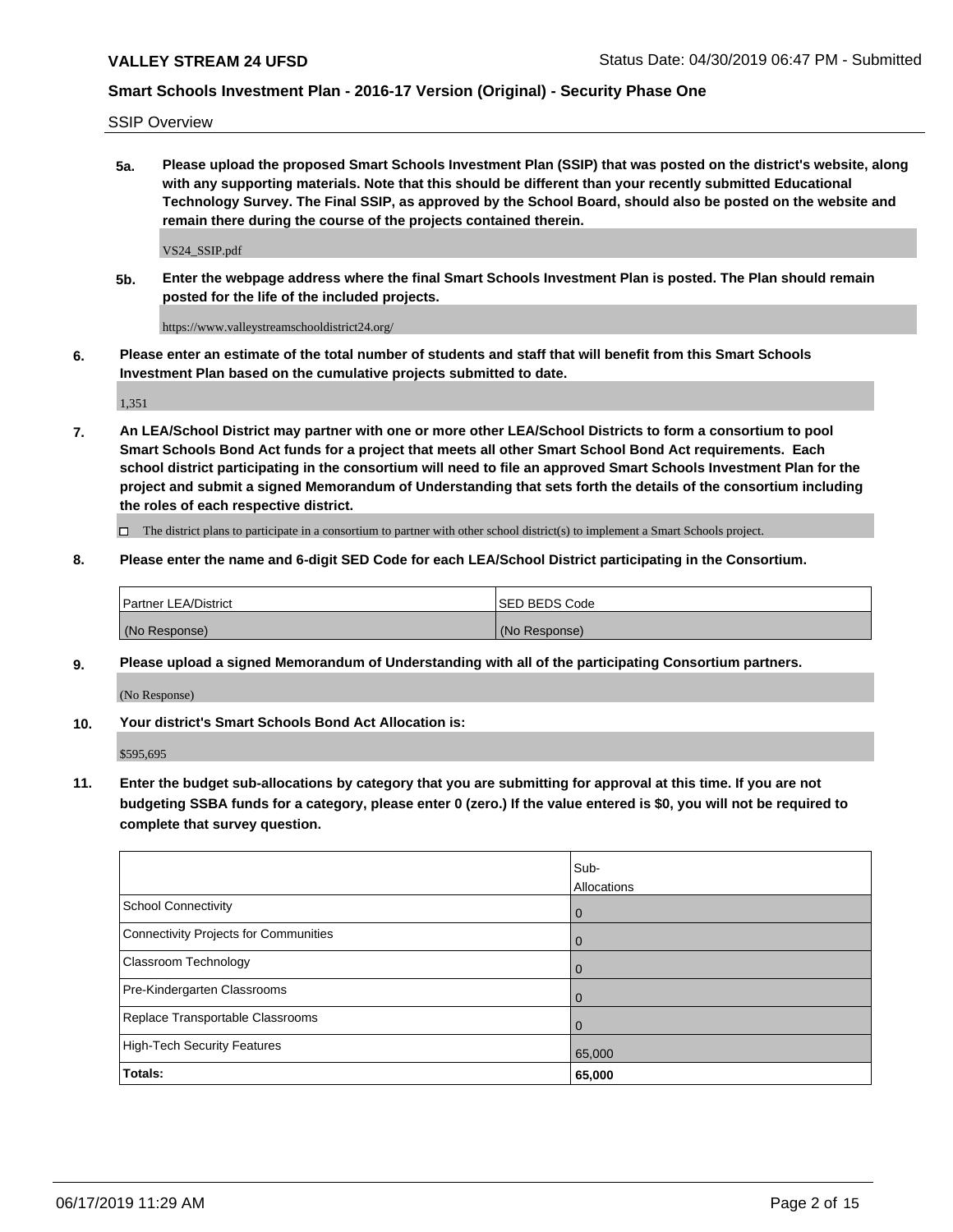SSIP Overview

**5a. Please upload the proposed Smart Schools Investment Plan (SSIP) that was posted on the district's website, along with any supporting materials. Note that this should be different than your recently submitted Educational Technology Survey. The Final SSIP, as approved by the School Board, should also be posted on the website and remain there during the course of the projects contained therein.**

VS24_SSIP.pdf

**5b. Enter the webpage address where the final Smart Schools Investment Plan is posted. The Plan should remain posted for the life of the included projects.**

https://www.valleystreamschooldistrict24.org/

**6. Please enter an estimate of the total number of students and staff that will benefit from this Smart Schools Investment Plan based on the cumulative projects submitted to date.**

1,351

**7. An LEA/School District may partner with one or more other LEA/School Districts to form a consortium to pool Smart Schools Bond Act funds for a project that meets all other Smart School Bond Act requirements. Each school district participating in the consortium will need to file an approved Smart Schools Investment Plan for the project and submit a signed Memorandum of Understanding that sets forth the details of the consortium including the roles of each respective district.**

☐ The district plans to participate in a consortium to partner with other school district(s) to implement a Smart Schools project.

**8. Please enter the name and 6-digit SED Code for each LEA/School District participating in the Consortium.**

| Partner LEA/District | SED BEDS Code |
|---|---|
| (No Response) | (No Response) |

**9. Please upload a signed Memorandum of Understanding with all of the participating Consortium partners.**

(No Response)

**10. Your district's Smart Schools Bond Act Allocation is:**

$595,695

**11. Enter the budget sub-allocations by category that you are submitting for approval at this time. If you are not budgeting SSBA funds for a category, please enter 0 (zero.) If the value entered is $0, you will not be required to complete that survey question.**

| | Sub-Allocations |
|---|---|
| School Connectivity | 0 |
| Connectivity Projects for Communities | 0 |
| Classroom Technology | 0 |
| Pre-Kindergarten Classrooms | 0 |
| Replace Transportable Classrooms | 0 |
| High-Tech Security Features | 65,000 |
| **Totals:** | **65,000** |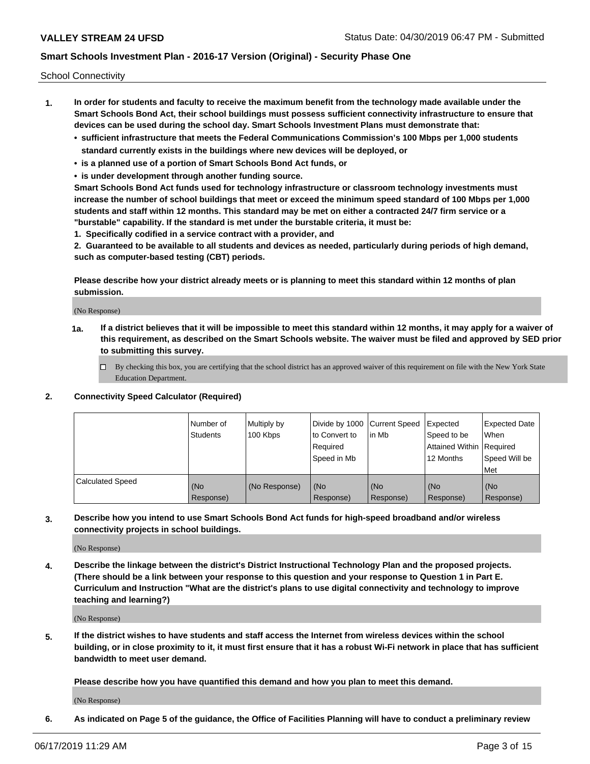School Connectivity

1. **In order for students and faculty to receive the maximum benefit from the technology made available under the Smart Schools Bond Act, their school buildings must possess sufficient connectivity infrastructure to ensure that devices can be used during the school day. Smart Schools Investment Plans must demonstrate that:**
   - **sufficient infrastructure that meets the Federal Communications Commission's 100 Mbps per 1,000 students standard currently exists in the buildings where new devices will be deployed, or**
   - **is a planned use of a portion of Smart Schools Bond Act funds, or**
   - **is under development through another funding source.**

   **Smart Schools Bond Act funds used for technology infrastructure or classroom technology investments must increase the number of school buildings that meet or exceed the minimum speed standard of 100 Mbps per 1,000 students and staff within 12 months. This standard may be met on either a contracted 24/7 firm service or a "burstable" capability. If the standard is met under the burstable criteria, it must be:**

   **1. Specifically codified in a service contract with a provider, and**

   **2. Guaranteed to be available to all students and devices as needed, particularly during periods of high demand, such as computer-based testing (CBT) periods.**

   **Please describe how your district already meets or is planning to meet this standard within 12 months of plan submission.**

   (No Response)

   **1a. If a district believes that it will be impossible to meet this standard within 12 months, it may apply for a waiver of this requirement, as described on the Smart Schools website. The waiver must be filed and approved by SED prior to submitting this survey.**

   ☐ By checking this box, you are certifying that the school district has an approved waiver of this requirement on file with the New York State Education Department.

2. **Connectivity Speed Calculator (Required)**

| | Number of Students | Multiply by 100 Kbps | Divide by 1000 to Convert to Required Speed in Mb | Current Speed in Mb | Expected Speed to be Attained Within 12 Months | Expected Date When Required Speed Will be Met |
|---|---|---|---|---|---|---|
| Calculated Speed | (No Response) | (No Response) | (No Response) | (No Response) | (No Response) | (No Response) |

3. **Describe how you intend to use Smart Schools Bond Act funds for high-speed broadband and/or wireless connectivity projects in school buildings.**

   (No Response)

4. **Describe the linkage between the district's District Instructional Technology Plan and the proposed projects. (There should be a link between your response to this question and your response to Question 1 in Part E. Curriculum and Instruction "What are the district's plans to use digital connectivity and technology to improve teaching and learning?)**

   (No Response)

5. **If the district wishes to have students and staff access the Internet from wireless devices within the school building, or in close proximity to it, it must first ensure that it has a robust Wi-Fi network in place that has sufficient bandwidth to meet user demand.**

   **Please describe how you have quantified this demand and how you plan to meet this demand.**

   (No Response)

6. **As indicated on Page 5 of the guidance, the Office of Facilities Planning will have to conduct a preliminary review**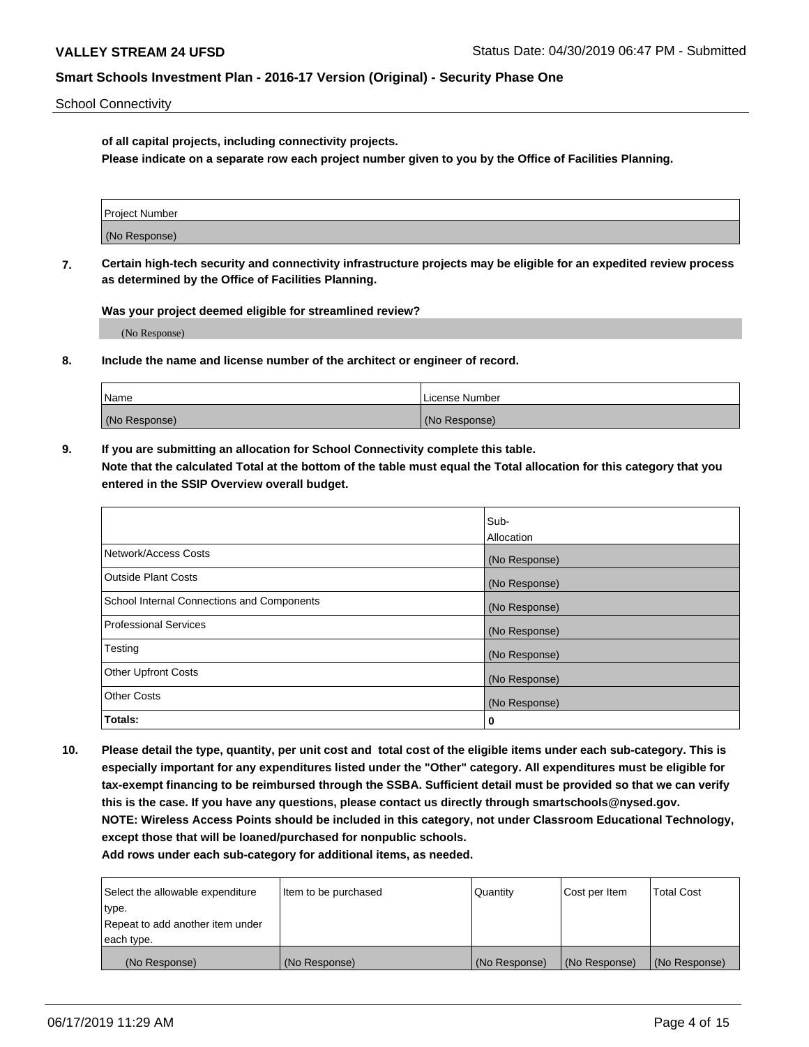**of all capital projects, including connectivity projects.**

**Please indicate on a separate row each project number given to you by the Office of Facilities Planning.**

| Project Number |
|---|
| (No Response) |

**7. Certain high-tech security and connectivity infrastructure projects may be eligible for an expedited review process as determined by the Office of Facilities Planning.**

**Was your project deemed eligible for streamlined review?**

(No Response)

**8. Include the name and license number of the architect or engineer of record.**

| Name | License Number |
|---|---|
| (No Response) | (No Response) |

**9. If you are submitting an allocation for School Connectivity complete this table.**
**Note that the calculated Total at the bottom of the table must equal the Total allocation for this category that you entered in the SSIP Overview overall budget.**

| | Sub-Allocation |
|---|---|
| Network/Access Costs | (No Response) |
| Outside Plant Costs | (No Response) |
| School Internal Connections and Components | (No Response) |
| Professional Services | (No Response) |
| Testing | (No Response) |
| Other Upfront Costs | (No Response) |
| Other Costs | (No Response) |
| **Totals:** | **0** |

**10. Please detail the type, quantity, per unit cost and total cost of the eligible items under each sub-category. This is especially important for any expenditures listed under the "Other" category. All expenditures must be eligible for tax-exempt financing to be reimbursed through the SSBA. Sufficient detail must be provided so that we can verify this is the case. If you have any questions, please contact us directly through smartschools@nysed.gov.**
**NOTE: Wireless Access Points should be included in this category, not under Classroom Educational Technology, except those that will be loaned/purchased for nonpublic schools.**
**Add rows under each sub-category for additional items, as needed.**

| Select the allowable expenditure type. Repeat to add another item under each type. | Item to be purchased | Quantity | Cost per Item | Total Cost |
|---|---|---|---|---|
| (No Response) | (No Response) | (No Response) | (No Response) | (No Response) |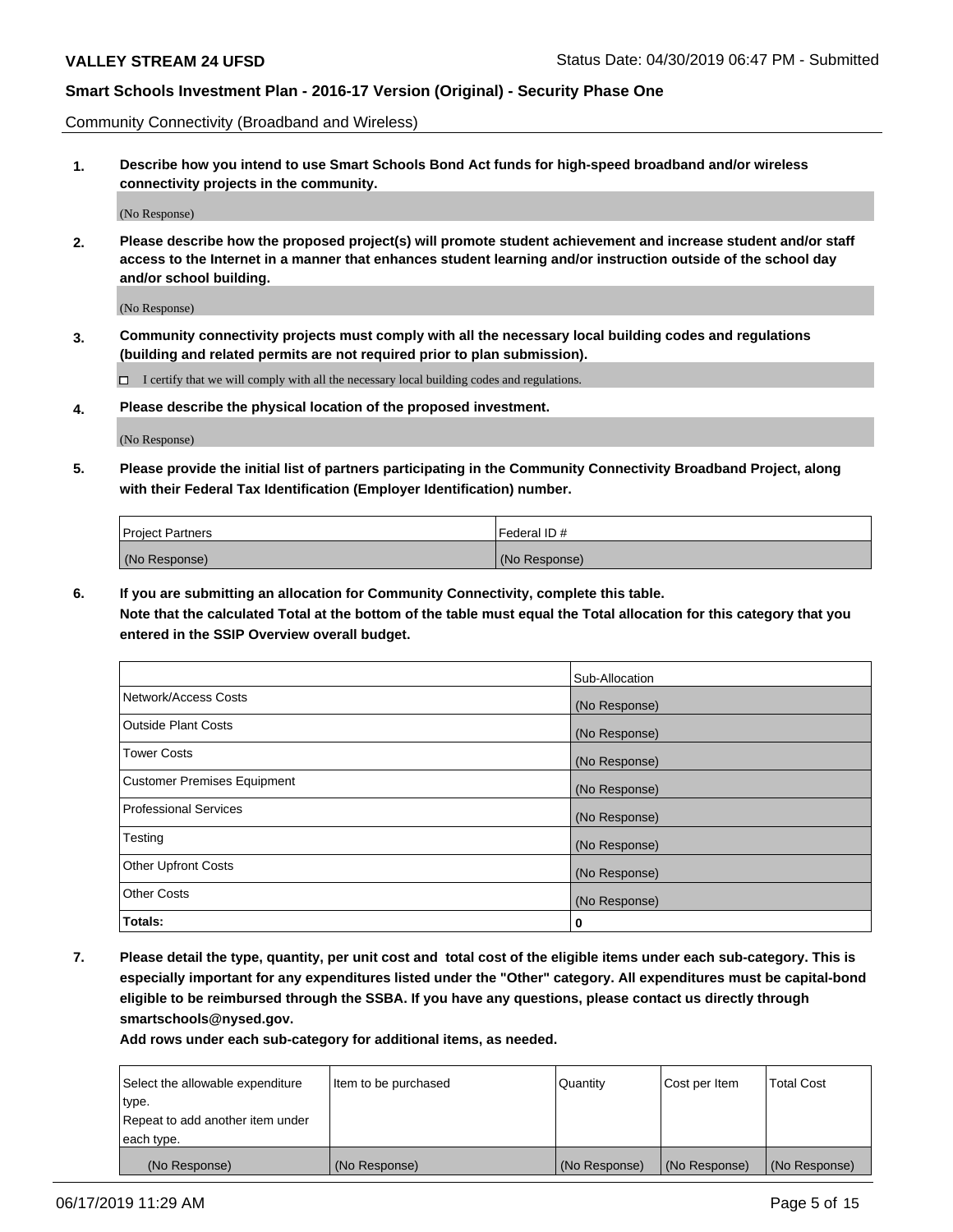Community Connectivity (Broadband and Wireless)

**1. Describe how you intend to use Smart Schools Bond Act funds for high-speed broadband and/or wireless connectivity projects in the community.**

(No Response)

**2. Please describe how the proposed project(s) will promote student achievement and increase student and/or staff access to the Internet in a manner that enhances student learning and/or instruction outside of the school day and/or school building.**

(No Response)

**3. Community connectivity projects must comply with all the necessary local building codes and regulations (building and related permits are not required prior to plan submission).**

☐ I certify that we will comply with all the necessary local building codes and regulations.

**4. Please describe the physical location of the proposed investment.**

(No Response)

**5. Please provide the initial list of partners participating in the Community Connectivity Broadband Project, along with their Federal Tax Identification (Employer Identification) number.**

| Project Partners | Federal ID # |
|---|---|
| (No Response) | (No Response) |

**6. If you are submitting an allocation for Community Connectivity, complete this table.**
**Note that the calculated Total at the bottom of the table must equal the Total allocation for this category that you entered in the SSIP Overview overall budget.**

| | Sub-Allocation |
|---|---|
| Network/Access Costs | (No Response) |
| Outside Plant Costs | (No Response) |
| Tower Costs | (No Response) |
| Customer Premises Equipment | (No Response) |
| Professional Services | (No Response) |
| Testing | (No Response) |
| Other Upfront Costs | (No Response) |
| Other Costs | (No Response) |
| **Totals:** | 0 |

**7. Please detail the type, quantity, per unit cost and total cost of the eligible items under each sub-category. This is especially important for any expenditures listed under the "Other" category. All expenditures must be capital-bond eligible to be reimbursed through the SSBA. If you have any questions, please contact us directly through smartschools@nysed.gov.**

**Add rows under each sub-category for additional items, as needed.**

| Select the allowable expenditure type. Repeat to add another item under each type. | Item to be purchased | Quantity | Cost per Item | Total Cost |
|---|---|---|---|---|
| (No Response) | (No Response) | (No Response) | (No Response) | (No Response) |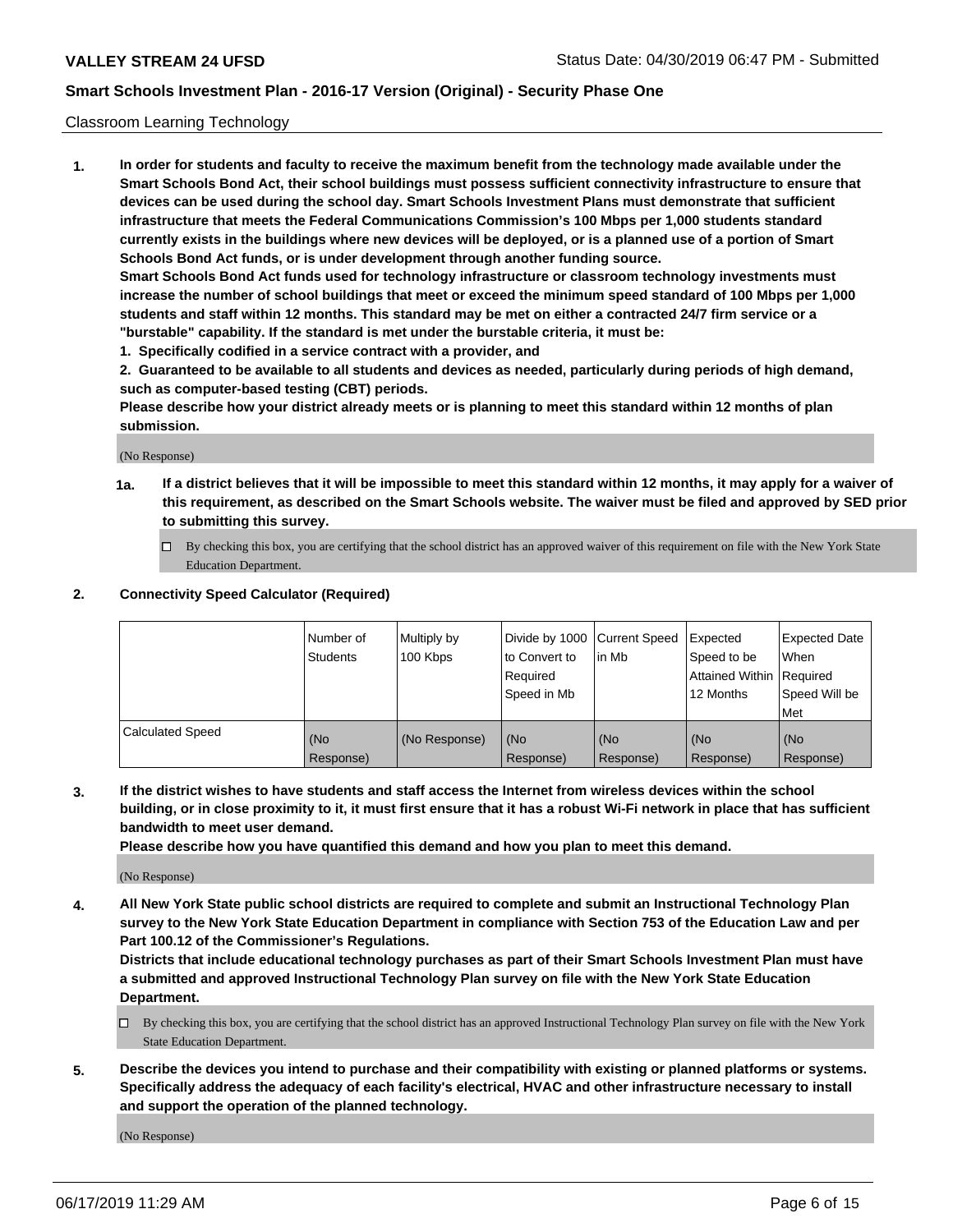Classroom Learning Technology

1. **In order for students and faculty to receive the maximum benefit from the technology made available under the Smart Schools Bond Act, their school buildings must possess sufficient connectivity infrastructure to ensure that devices can be used during the school day. Smart Schools Investment Plans must demonstrate that sufficient infrastructure that meets the Federal Communications Commission's 100 Mbps per 1,000 students standard currently exists in the buildings where new devices will be deployed, or is a planned use of a portion of Smart Schools Bond Act funds, or is under development through another funding source.**
   **Smart Schools Bond Act funds used for technology infrastructure or classroom technology investments must increase the number of school buildings that meet or exceed the minimum speed standard of 100 Mbps per 1,000 students and staff within 12 months. This standard may be met on either a contracted 24/7 firm service or a "burstable" capability. If the standard is met under the burstable criteria, it must be:**
   **1. Specifically codified in a service contract with a provider, and**
   **2. Guaranteed to be available to all students and devices as needed, particularly during periods of high demand, such as computer-based testing (CBT) periods.**
   **Please describe how your district already meets or is planning to meet this standard within 12 months of plan submission.**

   (No Response)

   **1a. If a district believes that it will be impossible to meet this standard within 12 months, it may apply for a waiver of this requirement, as described on the Smart Schools website. The waiver must be filed and approved by SED prior to submitting this survey.**

   ☐ By checking this box, you are certifying that the school district has an approved waiver of this requirement on file with the New York State Education Department.

2. **Connectivity Speed Calculator (Required)**

| | Number of Students | Multiply by 100 Kbps | Divide by 1000 to Convert to Required Speed in Mb | Current Speed in Mb | Expected Speed to be Attained Within 12 Months | Expected Date When Required Speed Will be Met |
|---|---|---|---|---|---|---|
| Calculated Speed | (No Response) | (No Response) | (No Response) | (No Response) | (No Response) | (No Response) |

3. **If the district wishes to have students and staff access the Internet from wireless devices within the school building, or in close proximity to it, it must first ensure that it has a robust Wi-Fi network in place that has sufficient bandwidth to meet user demand.**
   **Please describe how you have quantified this demand and how you plan to meet this demand.**

   (No Response)

4. **All New York State public school districts are required to complete and submit an Instructional Technology Plan survey to the New York State Education Department in compliance with Section 753 of the Education Law and per Part 100.12 of the Commissioner's Regulations.**
   **Districts that include educational technology purchases as part of their Smart Schools Investment Plan must have a submitted and approved Instructional Technology Plan survey on file with the New York State Education Department.**

   ☐ By checking this box, you are certifying that the school district has an approved Instructional Technology Plan survey on file with the New York State Education Department.

5. **Describe the devices you intend to purchase and their compatibility with existing or planned platforms or systems. Specifically address the adequacy of each facility's electrical, HVAC and other infrastructure necessary to install and support the operation of the planned technology.**

   (No Response)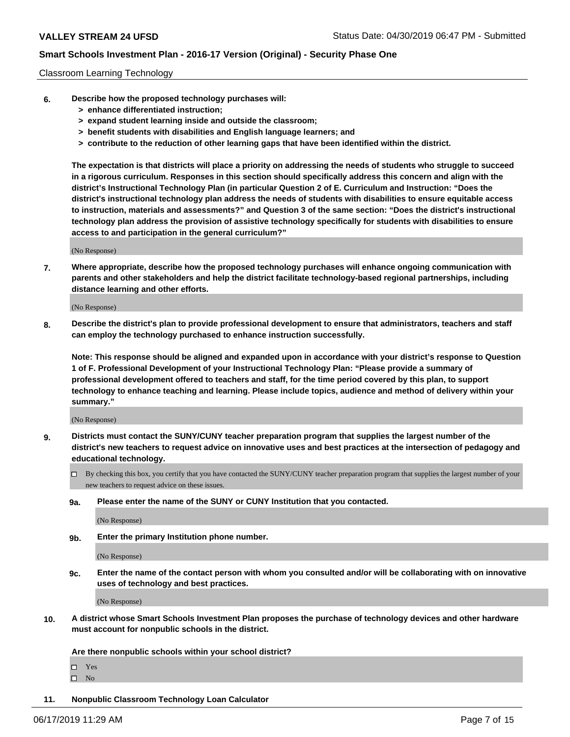Classroom Learning Technology

6. **Describe how the proposed technology purchases will:**
   - **> enhance differentiated instruction;**
   - **> expand student learning inside and outside the classroom;**
   - **> benefit students with disabilities and English language learners; and**
   - **> contribute to the reduction of other learning gaps that have been identified within the district.**

   **The expectation is that districts will place a priority on addressing the needs of students who struggle to succeed in a rigorous curriculum. Responses in this section should specifically address this concern and align with the district's Instructional Technology Plan (in particular Question 2 of E. Curriculum and Instruction: "Does the district's instructional technology plan address the needs of students with disabilities to ensure equitable access to instruction, materials and assessments?" and Question 3 of the same section: "Does the district's instructional technology plan address the provision of assistive technology specifically for students with disabilities to ensure access to and participation in the general curriculum?"**

   (No Response)

7. **Where appropriate, describe how the proposed technology purchases will enhance ongoing communication with parents and other stakeholders and help the district facilitate technology-based regional partnerships, including distance learning and other efforts.**

   (No Response)

8. **Describe the district's plan to provide professional development to ensure that administrators, teachers and staff can employ the technology purchased to enhance instruction successfully.**

   **Note: This response should be aligned and expanded upon in accordance with your district's response to Question 1 of F. Professional Development of your Instructional Technology Plan: "Please provide a summary of professional development offered to teachers and staff, for the time period covered by this plan, to support technology to enhance teaching and learning. Please include topics, audience and method of delivery within your summary."**

   (No Response)

9. **Districts must contact the SUNY/CUNY teacher preparation program that supplies the largest number of the district's new teachers to request advice on innovative uses and best practices at the intersection of pedagogy and educational technology.**

   - [ ] By checking this box, you certify that you have contacted the SUNY/CUNY teacher preparation program that supplies the largest number of your new teachers to request advice on these issues.

   **9a. Please enter the name of the SUNY or CUNY Institution that you contacted.**

   (No Response)

   **9b. Enter the primary Institution phone number.**

   (No Response)

   **9c. Enter the name of the contact person with whom you consulted and/or will be collaborating with on innovative uses of technology and best practices.**

   (No Response)

10. **A district whose Smart Schools Investment Plan proposes the purchase of technology devices and other hardware must account for nonpublic schools in the district.**

    **Are there nonpublic schools within your school district?**

    - [ ] Yes
    - [ ] No

11. **Nonpublic Classroom Technology Loan Calculator**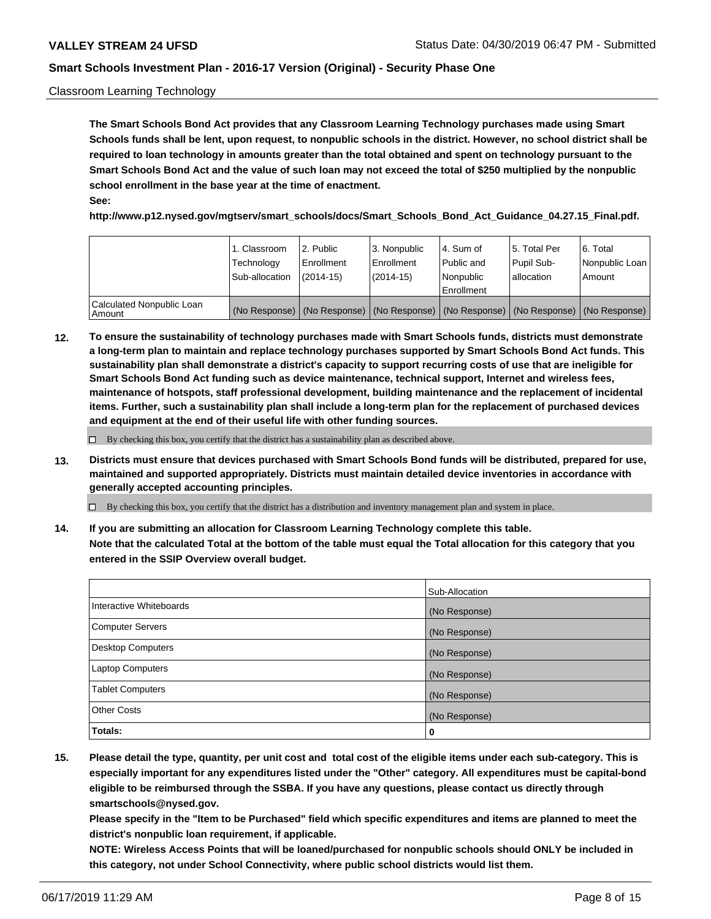Classroom Learning Technology

**The Smart Schools Bond Act provides that any Classroom Learning Technology purchases made using Smart Schools funds shall be lent, upon request, to nonpublic schools in the district. However, no school district shall be required to loan technology in amounts greater than the total obtained and spent on technology pursuant to the Smart Schools Bond Act and the value of such loan may not exceed the total of $250 multiplied by the nonpublic school enrollment in the base year at the time of enactment.**

**See:**

**http://www.p12.nysed.gov/mgtserv/smart_schools/docs/Smart_Schools_Bond_Act_Guidance_04.27.15_Final.pdf.**

| | 1. Classroom Technology Sub-allocation | 2. Public Enrollment (2014-15) | 3. Nonpublic Enrollment (2014-15) | 4. Sum of Public and Nonpublic Enrollment | 5. Total Per Pupil Sub-allocation | 6. Total Nonpublic Loan Amount |
|---|---|---|---|---|---|---|
| Calculated Nonpublic Loan Amount | (No Response) | (No Response) | (No Response) | (No Response) | (No Response) | (No Response) |

**12. To ensure the sustainability of technology purchases made with Smart Schools funds, districts must demonstrate a long-term plan to maintain and replace technology purchases supported by Smart Schools Bond Act funds. This sustainability plan shall demonstrate a district's capacity to support recurring costs of use that are ineligible for Smart Schools Bond Act funding such as device maintenance, technical support, Internet and wireless fees, maintenance of hotspots, staff professional development, building maintenance and the replacement of incidental items. Further, such a sustainability plan shall include a long-term plan for the replacement of purchased devices and equipment at the end of their useful life with other funding sources.**

☐ By checking this box, you certify that the district has a sustainability plan as described above.

**13. Districts must ensure that devices purchased with Smart Schools Bond funds will be distributed, prepared for use, maintained and supported appropriately. Districts must maintain detailed device inventories in accordance with generally accepted accounting principles.**

☐ By checking this box, you certify that the district has a distribution and inventory management plan and system in place.

**14. If you are submitting an allocation for Classroom Learning Technology complete this table.**
**Note that the calculated Total at the bottom of the table must equal the Total allocation for this category that you entered in the SSIP Overview overall budget.**

| | Sub-Allocation |
|---|---|
| Interactive Whiteboards | (No Response) |
| Computer Servers | (No Response) |
| Desktop Computers | (No Response) |
| Laptop Computers | (No Response) |
| Tablet Computers | (No Response) |
| Other Costs | (No Response) |
| **Totals:** | **0** |

**15. Please detail the type, quantity, per unit cost and total cost of the eligible items under each sub-category. This is especially important for any expenditures listed under the "Other" category. All expenditures must be capital-bond eligible to be reimbursed through the SSBA. If you have any questions, please contact us directly through smartschools@nysed.gov.**

**Please specify in the "Item to be Purchased" field which specific expenditures and items are planned to meet the district's nonpublic loan requirement, if applicable.**

**NOTE: Wireless Access Points that will be loaned/purchased for nonpublic schools should ONLY be included in this category, not under School Connectivity, where public school districts would list them.**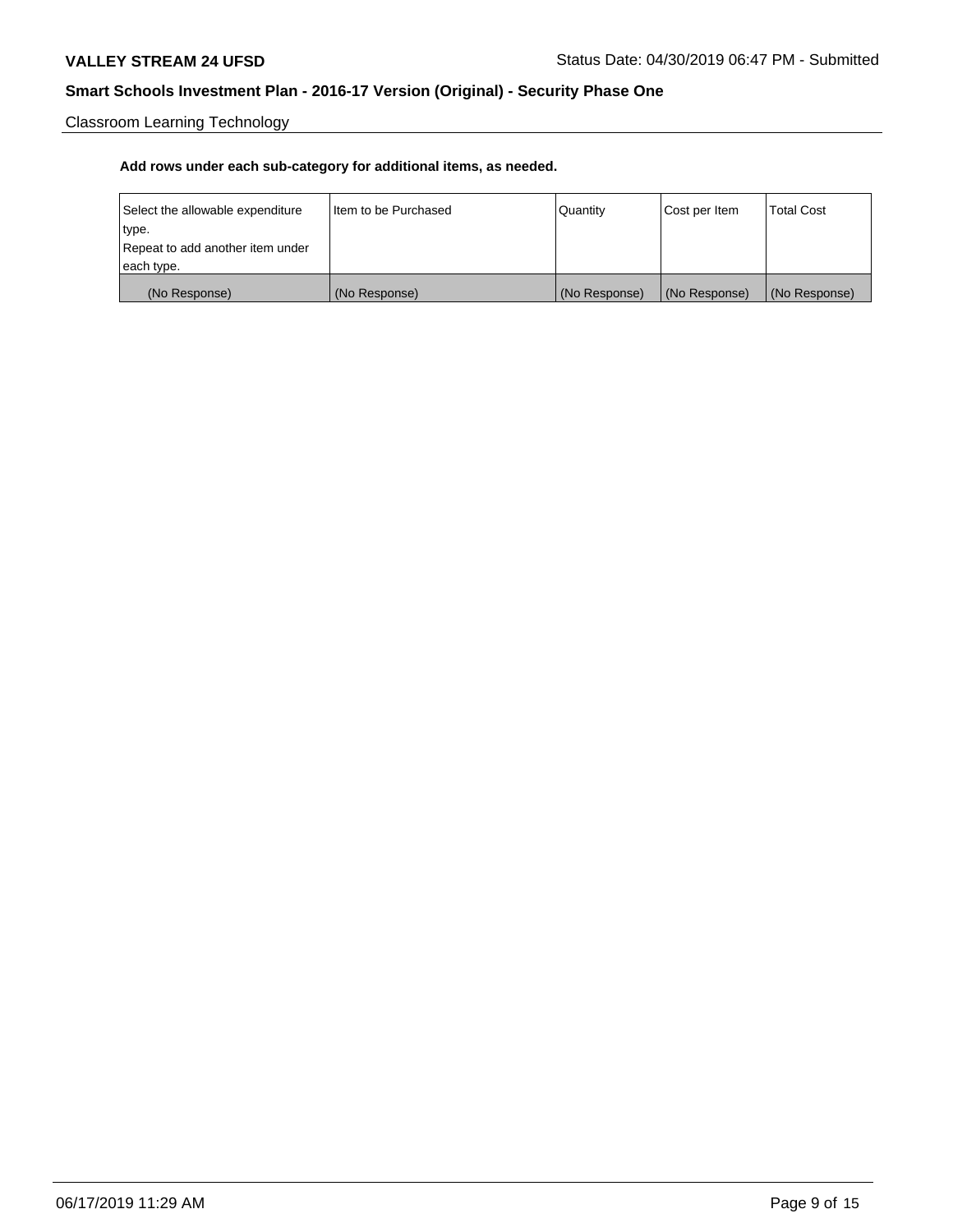Classroom Learning Technology

**Add rows under each sub-category for additional items, as needed.**

| Select the allowable expenditure type. Repeat to add another item under each type. | Item to be Purchased | Quantity | Cost per Item | Total Cost |
|---|---|---|---|---|
| (No Response) | (No Response) | (No Response) | (No Response) | (No Response) |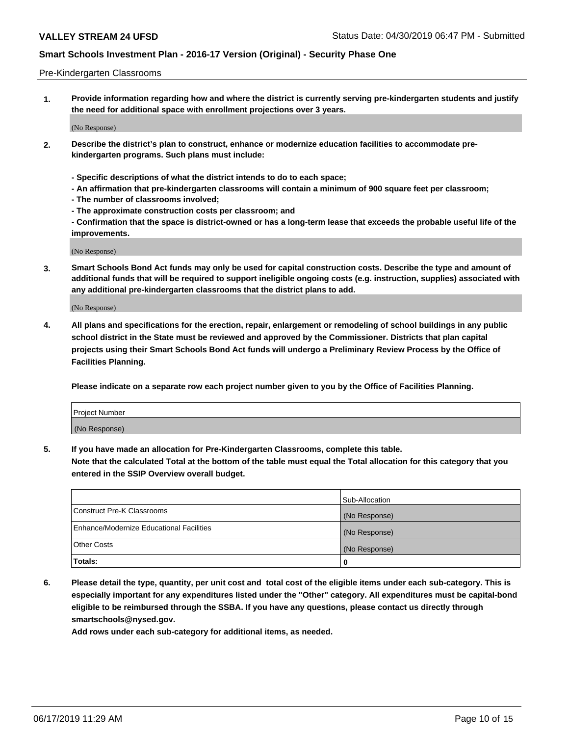Pre-Kindergarten Classrooms

1. **Provide information regarding how and where the district is currently serving pre-kindergarten students and justify the need for additional space with enrollment projections over 3 years.**

   (No Response)

2. **Describe the district's plan to construct, enhance or modernize education facilities to accommodate pre-kindergarten programs. Such plans must include:**

   **- Specific descriptions of what the district intends to do to each space;**
   **- An affirmation that pre-kindergarten classrooms will contain a minimum of 900 square feet per classroom;**
   **- The number of classrooms involved;**
   **- The approximate construction costs per classroom; and**
   **- Confirmation that the space is district-owned or has a long-term lease that exceeds the probable useful life of the improvements.**

   (No Response)

3. **Smart Schools Bond Act funds may only be used for capital construction costs. Describe the type and amount of additional funds that will be required to support ineligible ongoing costs (e.g. instruction, supplies) associated with any additional pre-kindergarten classrooms that the district plans to add.**

   (No Response)

4. **All plans and specifications for the erection, repair, enlargement or remodeling of school buildings in any public school district in the State must be reviewed and approved by the Commissioner. Districts that plan capital projects using their Smart Schools Bond Act funds will undergo a Preliminary Review Process by the Office of Facilities Planning.**

   **Please indicate on a separate row each project number given to you by the Office of Facilities Planning.**

| Project Number |
|---|
| (No Response) |

5. **If you have made an allocation for Pre-Kindergarten Classrooms, complete this table. Note that the calculated Total at the bottom of the table must equal the Total allocation for this category that you entered in the SSIP Overview overall budget.**

| | Sub-Allocation |
|---|---|
| Construct Pre-K Classrooms | (No Response) |
| Enhance/Modernize Educational Facilities | (No Response) |
| Other Costs | (No Response) |
| **Totals:** | **0** |

6. **Please detail the type, quantity, per unit cost and total cost of the eligible items under each sub-category. This is especially important for any expenditures listed under the "Other" category. All expenditures must be capital-bond eligible to be reimbursed through the SSBA. If you have any questions, please contact us directly through smartschools@nysed.gov.**

   **Add rows under each sub-category for additional items, as needed.**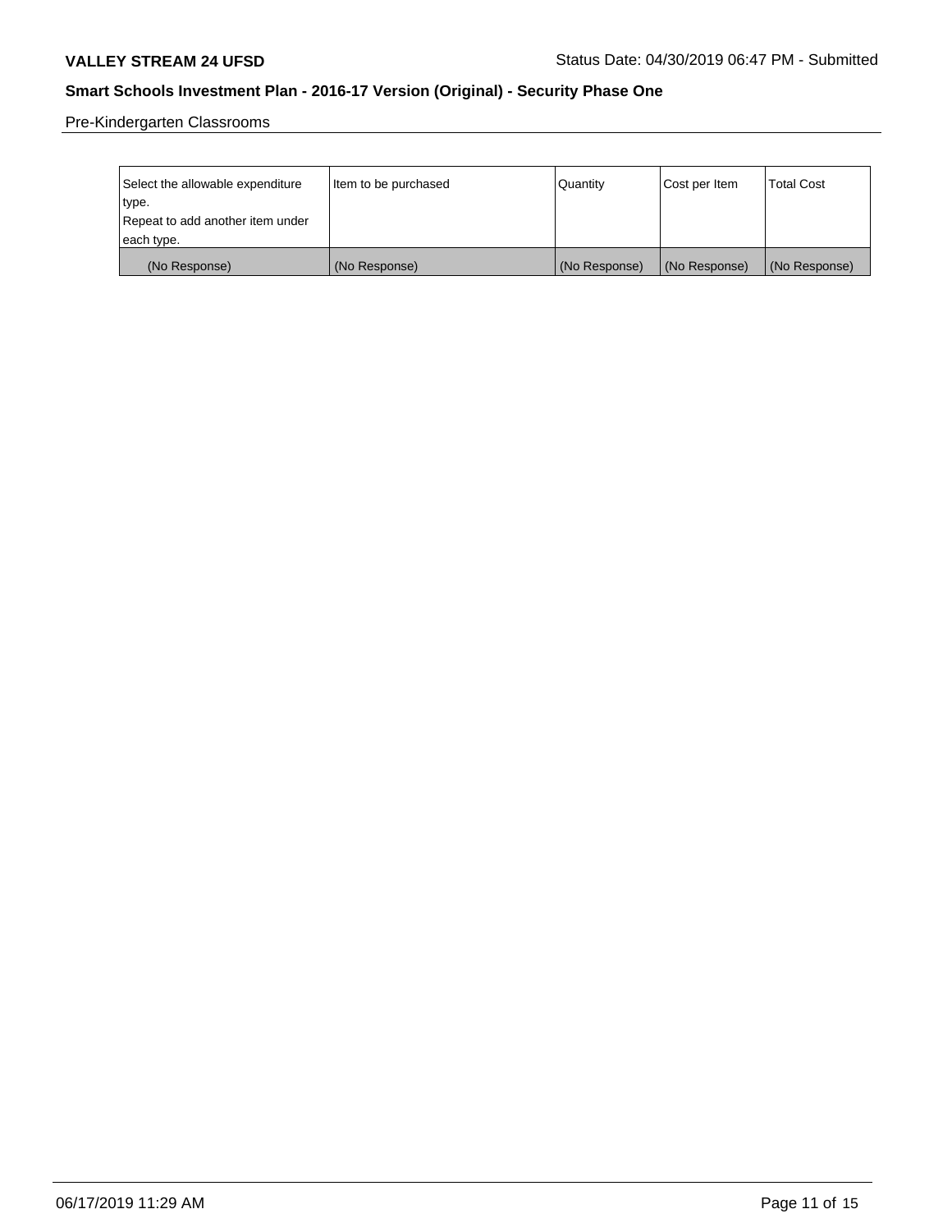Pre-Kindergarten Classrooms

| Select the allowable expenditure type. Repeat to add another item under each type. | Item to be purchased | Quantity | Cost per Item | Total Cost |
|---|---|---|---|---|
| (No Response) | (No Response) | (No Response) | (No Response) | (No Response) |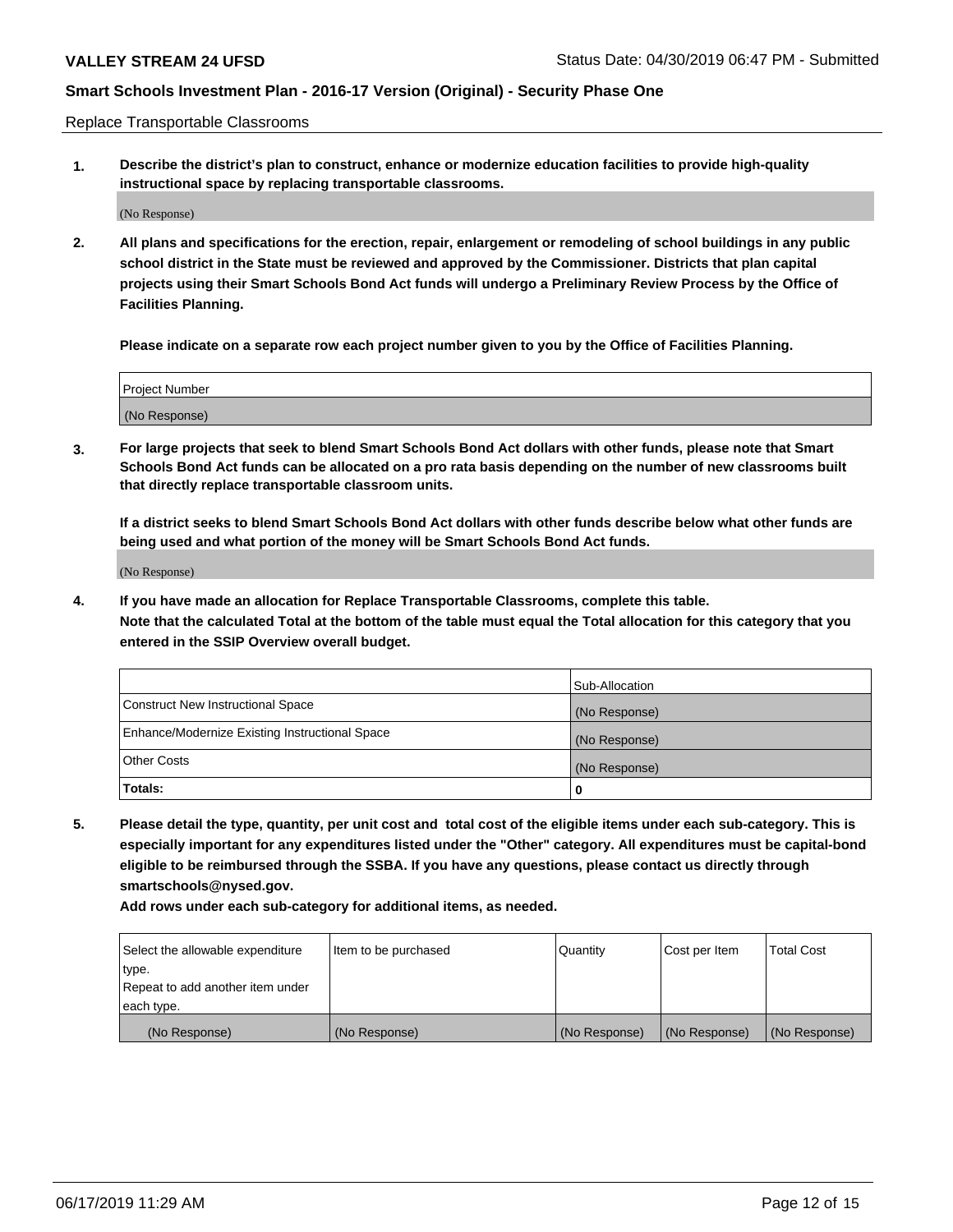Replace Transportable Classrooms

1. **Describe the district's plan to construct, enhance or modernize education facilities to provide high-quality instructional space by replacing transportable classrooms.**

(No Response)

2. **All plans and specifications for the erection, repair, enlargement or remodeling of school buildings in any public school district in the State must be reviewed and approved by the Commissioner. Districts that plan capital projects using their Smart Schools Bond Act funds will undergo a Preliminary Review Process by the Office of Facilities Planning.**

**Please indicate on a separate row each project number given to you by the Office of Facilities Planning.**

| Project Number |
| --- |
| (No Response) |

3. **For large projects that seek to blend Smart Schools Bond Act dollars with other funds, please note that Smart Schools Bond Act funds can be allocated on a pro rata basis depending on the number of new classrooms built that directly replace transportable classroom units.**

**If a district seeks to blend Smart Schools Bond Act dollars with other funds describe below what other funds are being used and what portion of the money will be Smart Schools Bond Act funds.**

(No Response)

4. **If you have made an allocation for Replace Transportable Classrooms, complete this table.**
**Note that the calculated Total at the bottom of the table must equal the Total allocation for this category that you entered in the SSIP Overview overall budget.**

| | Sub-Allocation |
| --- | --- |
| Construct New Instructional Space | (No Response) |
| Enhance/Modernize Existing Instructional Space | (No Response) |
| Other Costs | (No Response) |
| **Totals:** | **0** |

5. **Please detail the type, quantity, per unit cost and total cost of the eligible items under each sub-category. This is especially important for any expenditures listed under the "Other" category. All expenditures must be capital-bond eligible to be reimbursed through the SSBA. If you have any questions, please contact us directly through smartschools@nysed.gov.**

**Add rows under each sub-category for additional items, as needed.**

| Select the allowable expenditure type. Repeat to add another item under each type. | Item to be purchased | Quantity | Cost per Item | Total Cost |
| --- | --- | --- | --- | --- |
| (No Response) | (No Response) | (No Response) | (No Response) | (No Response) |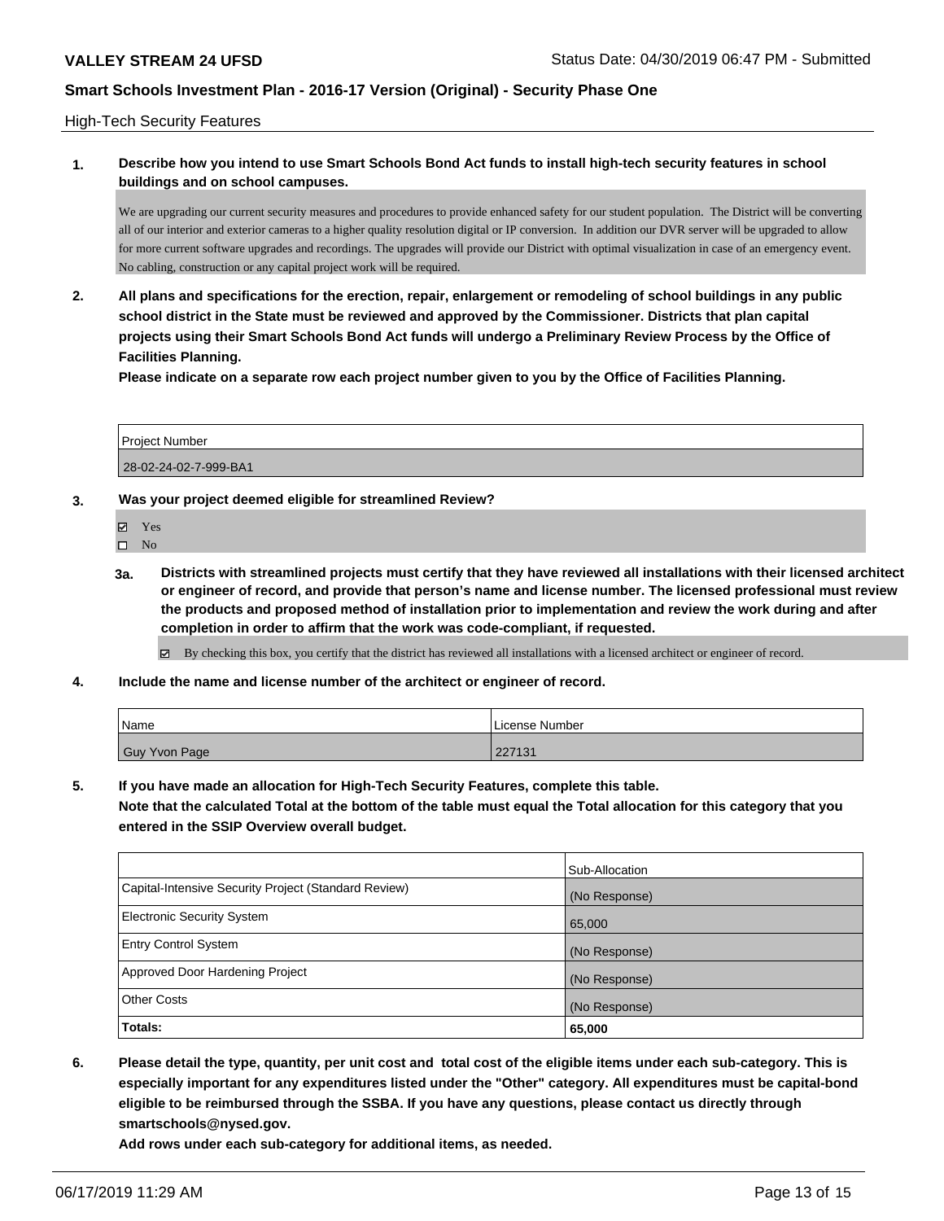High-Tech Security Features

**1. Describe how you intend to use Smart Schools Bond Act funds to install high-tech security features in school buildings and on school campuses.**

We are upgrading our current security measures and procedures to provide enhanced safety for our student population. The District will be converting all of our interior and exterior cameras to a higher quality resolution digital or IP conversion. In addition our DVR server will be upgraded to allow for more current software upgrades and recordings. The upgrades will provide our District with optimal visualization in case of an emergency event. No cabling, construction or any capital project work will be required.

**2. All plans and specifications for the erection, repair, enlargement or remodeling of school buildings in any public school district in the State must be reviewed and approved by the Commissioner. Districts that plan capital projects using their Smart Schools Bond Act funds will undergo a Preliminary Review Process by the Office of Facilities Planning.**

**Please indicate on a separate row each project number given to you by the Office of Facilities Planning.**

| Project Number |
|---|
| 28-02-24-02-7-999-BA1 |

**3. Was your project deemed eligible for streamlined Review?**

- ☑ Yes
- ☐ No

**3a. Districts with streamlined projects must certify that they have reviewed all installations with their licensed architect or engineer of record, and provide that person's name and license number. The licensed professional must review the products and proposed method of installation prior to implementation and review the work during and after completion in order to affirm that the work was code-compliant, if requested.**

- ☑ By checking this box, you certify that the district has reviewed all installations with a licensed architect or engineer of record.

**4. Include the name and license number of the architect or engineer of record.**

| Name | License Number |
|---|---|
| Guy Yvon Page | 227131 |

**5. If you have made an allocation for High-Tech Security Features, complete this table.**
**Note that the calculated Total at the bottom of the table must equal the Total allocation for this category that you entered in the SSIP Overview overall budget.**

| | Sub-Allocation |
|---|---|
| Capital-Intensive Security Project (Standard Review) | (No Response) |
| Electronic Security System | 65,000 |
| Entry Control System | (No Response) |
| Approved Door Hardening Project | (No Response) |
| Other Costs | (No Response) |
| **Totals:** | **65,000** |

**6. Please detail the type, quantity, per unit cost and total cost of the eligible items under each sub-category. This is especially important for any expenditures listed under the "Other" category. All expenditures must be capital-bond eligible to be reimbursed through the SSBA. If you have any questions, please contact us directly through smartschools@nysed.gov.**

**Add rows under each sub-category for additional items, as needed.**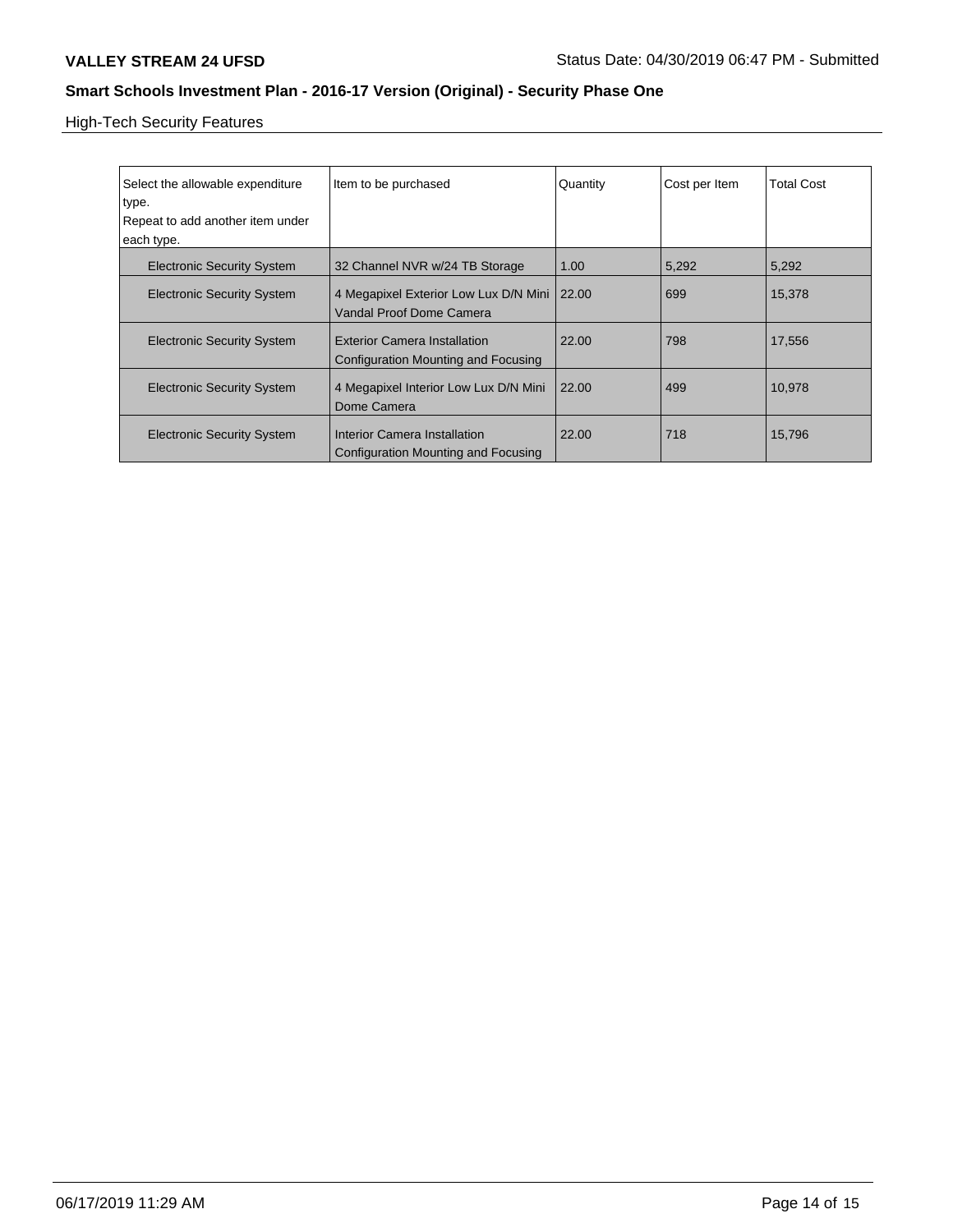High-Tech Security Features

| Select the allowable expenditure type. Repeat to add another item under each type. | Item to be purchased | Quantity | Cost per Item | Total Cost |
|---|---|---|---|---|
| Electronic Security System | 32 Channel NVR w/24 TB Storage | 1.00 | 5,292 | 5,292 |
| Electronic Security System | 4 Megapixel Exterior Low Lux D/N Mini Vandal Proof Dome Camera | 22.00 | 699 | 15,378 |
| Electronic Security System | Exterior Camera Installation Configuration Mounting and Focusing | 22.00 | 798 | 17,556 |
| Electronic Security System | 4 Megapixel Interior Low Lux D/N Mini Dome Camera | 22.00 | 499 | 10,978 |
| Electronic Security System | Interior Camera Installation Configuration Mounting and Focusing | 22.00 | 718 | 15,796 |